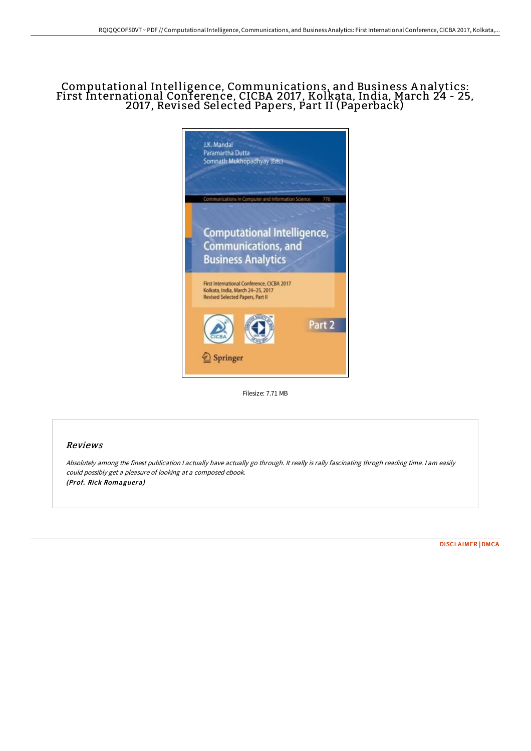# Computational Intelligence, Communications, and Business Analytics: First International Conference, CICBA 2017, Kolkata, India, March 24 - 25, 2017, Revised Selected Papers, Part II (Paperback)

Filesize: 7.71 MB

## Reviews

*Absolutely among the finest publication I actually have actually go through. It really is rally fascinating throgh reading time. I am easily could possibly get a pleasure of looking at a composed ebook.*
*(Prof. Rick Romaguera)*

[DISCLAIMER](#) | [DMCA](#)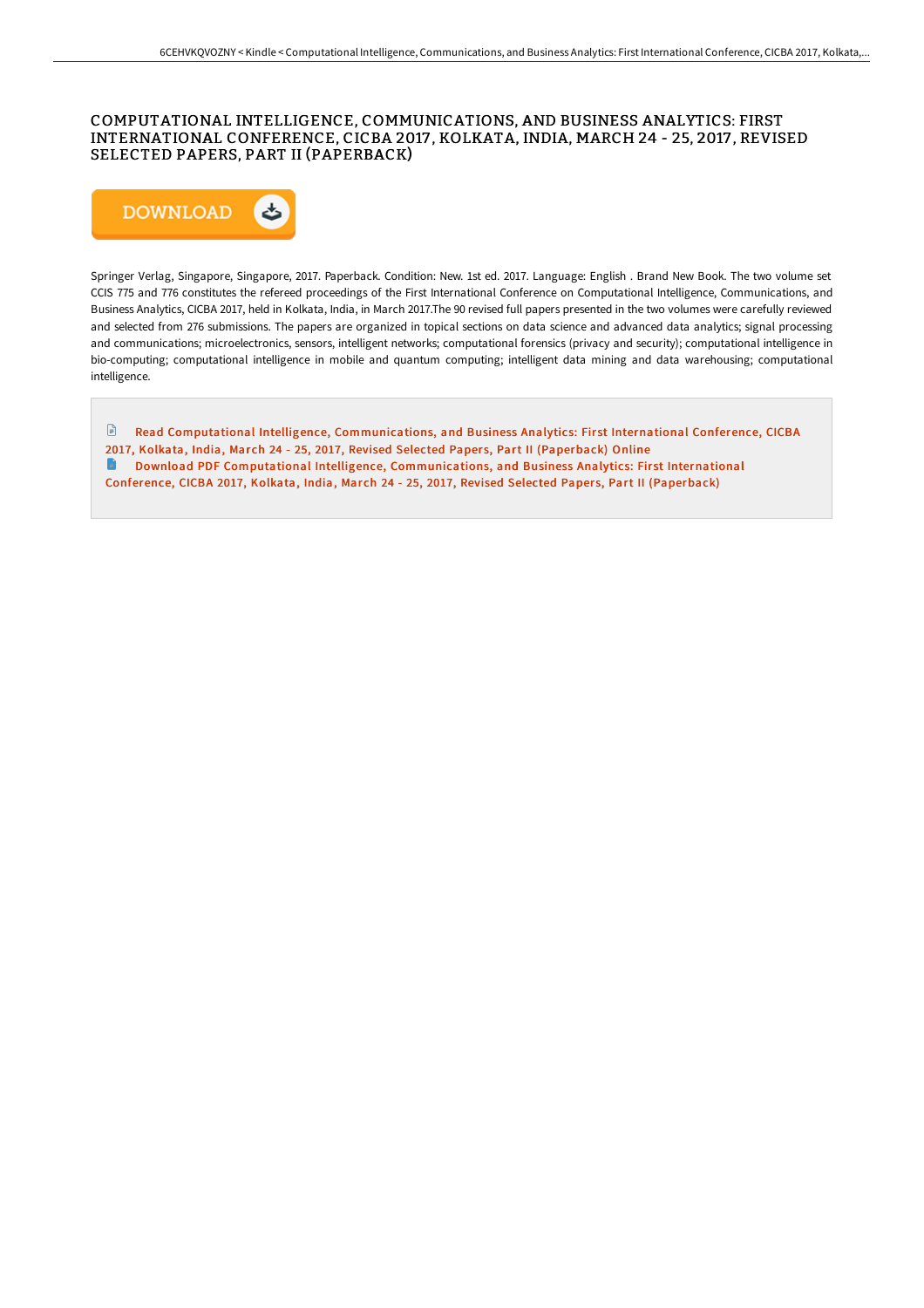# COMPUTATIONAL INTELLIGENCE, COMMUNICATIONS, AND BUSINESS ANALYTICS: FIRST INTERNATIONAL CONFERENCE, CICBA 2017, KOLKATA, INDIA, MARCH 24 - 25, 2017, REVISED SELECTED PAPERS, PART II (PAPERBACK)

DOWNLOAD

Springer Verlag, Singapore, Singapore, 2017. Paperback. Condition: New. 1st ed. 2017. Language: English . Brand New Book. The two volume set CCIS 775 and 776 constitutes the refereed proceedings of the First International Conference on Computational Intelligence, Communications, and Business Analytics, CICBA 2017, held in Kolkata, India, in March 2017.The 90 revised full papers presented in the two volumes were carefully reviewed and selected from 276 submissions. The papers are organized in topical sections on data science and advanced data analytics; signal processing and communications; microelectronics, sensors, intelligent networks; computational forensics (privacy and security); computational intelligence in bio-computing; computational intelligence in mobile and quantum computing; intelligent data mining and data warehousing; computational intelligence.

Read Computational Intelligence, Communications, and Business Analytics: First International Conference, CICBA 2017, Kolkata, India, March 24 - 25, 2017, Revised Selected Papers, Part II (Paperback) Online

Download PDF Computational Intelligence, Communications, and Business Analytics: First International Conference, CICBA 2017, Kolkata, India, March 24 - 25, 2017, Revised Selected Papers, Part II (Paperback)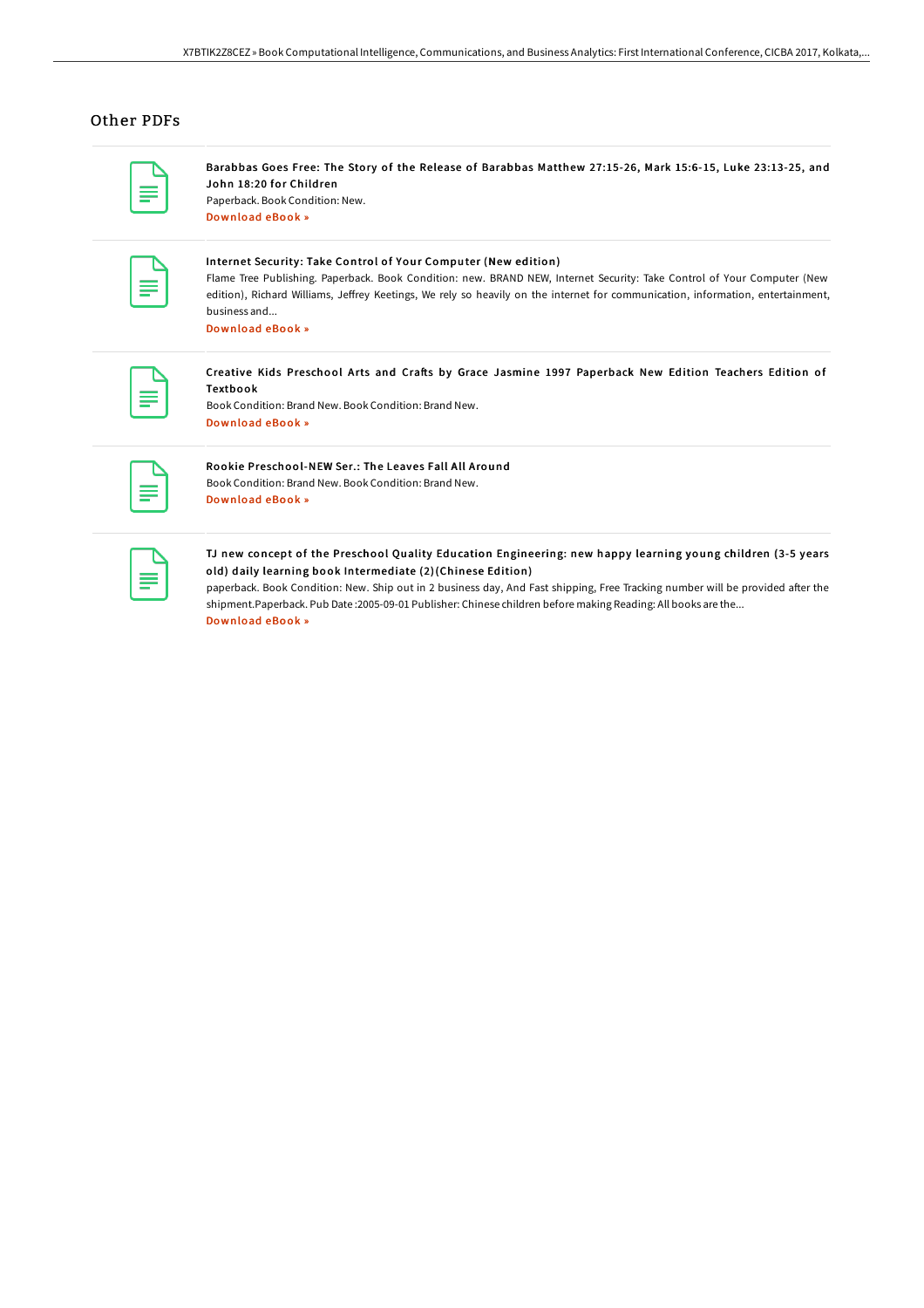## Other PDFs

**Barabbas Goes Free: The Story of the Release of Barabbas Matthew 27:15-26, Mark 15:6-15, Luke 23:13-25, and John 18:20 for Children**

Paperback. Book Condition: New.

Download eBook »

**Internet Security: Take Control of Your Computer (New edition)**

Flame Tree Publishing. Paperback. Book Condition: new. BRAND NEW, Internet Security: Take Control of Your Computer (New edition), Richard Williams, Jeffrey Keetings, We rely so heavily on the internet for communication, information, entertainment, business and...

Download eBook »

**Creative Kids Preschool Arts and Crafts by Grace Jasmine 1997 Paperback New Edition Teachers Edition of Textbook**

Book Condition: Brand New. Book Condition: Brand New.

Download eBook »

**Rookie Preschool-NEW Ser.: The Leaves Fall All Around**

Book Condition: Brand New. Book Condition: Brand New.

Download eBook »

**TJ new concept of the Preschool Quality Education Engineering: new happy learning young children (3-5 years old) daily learning book Intermediate (2)(Chinese Edition)**

paperback. Book Condition: New. Ship out in 2 business day, And Fast shipping, Free Tracking number will be provided after the shipment.Paperback. Pub Date :2005-09-01 Publisher: Chinese children before making Reading: All books are the...

Download eBook »